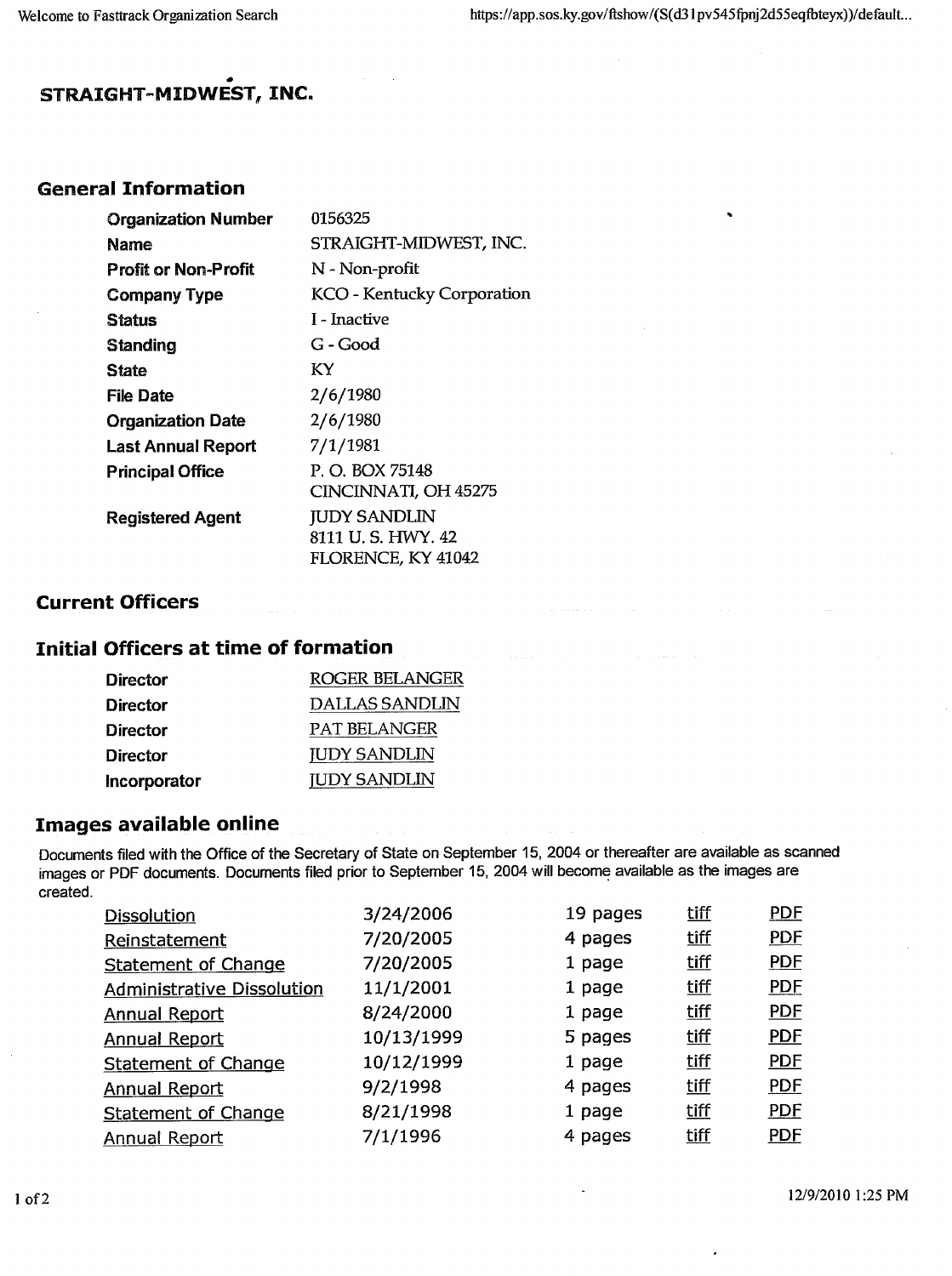# STRAIGHT-MIDWEST, INC.

## General Information

| | |
|---|---|
| **Organization Number** | 0156325 |
| **Name** | STRAIGHT-MIDWEST, INC. |
| **Profit or Non-Profit** | N - Non-profit |
| **Company Type** | KCO - Kentucky Corporation |
| **Status** | I - Inactive |
| **Standing** | G - Good |
| **State** | KY |
| **File Date** | 2/6/1980 |
| **Organization Date** | 2/6/1980 |
| **Last Annual Report** | 7/1/1981 |
| **Principal Office** | P. O. BOX 75148<br>CINCINNATI, OH 45275 |
| **Registered Agent** | JUDY SANDLIN<br>8111 U. S. HWY. 42<br>FLORENCE, KY 41042 |

## Current Officers

## Initial Officers at time of formation

| | |
|---|---|
| **Director** | ROGER BELANGER |
| **Director** | DALLAS SANDLIN |
| **Director** | PAT BELANGER |
| **Director** | JUDY SANDLIN |
| **Incorporator** | JUDY SANDLIN |

## Images available online

Documents filed with the Office of the Secretary of State on September 15, 2004 or thereafter are available as scanned images or PDF documents. Documents filed prior to September 15, 2004 will become available as the images are created.

| | | | | |
|---|---|---|---|---|
| Dissolution | 3/24/2006 | 19 pages | tiff | PDF |
| Reinstatement | 7/20/2005 | 4 pages | tiff | PDF |
| Statement of Change | 7/20/2005 | 1 page | tiff | PDF |
| Administrative Dissolution | 11/1/2001 | 1 page | tiff | PDF |
| Annual Report | 8/24/2000 | 1 page | tiff | PDF |
| Annual Report | 10/13/1999 | 5 pages | tiff | PDF |
| Statement of Change | 10/12/1999 | 1 page | tiff | PDF |
| Annual Report | 9/2/1998 | 4 pages | tiff | PDF |
| Statement of Change | 8/21/1998 | 1 page | tiff | PDF |
| Annual Report | 7/1/1996 | 4 pages | tiff | PDF |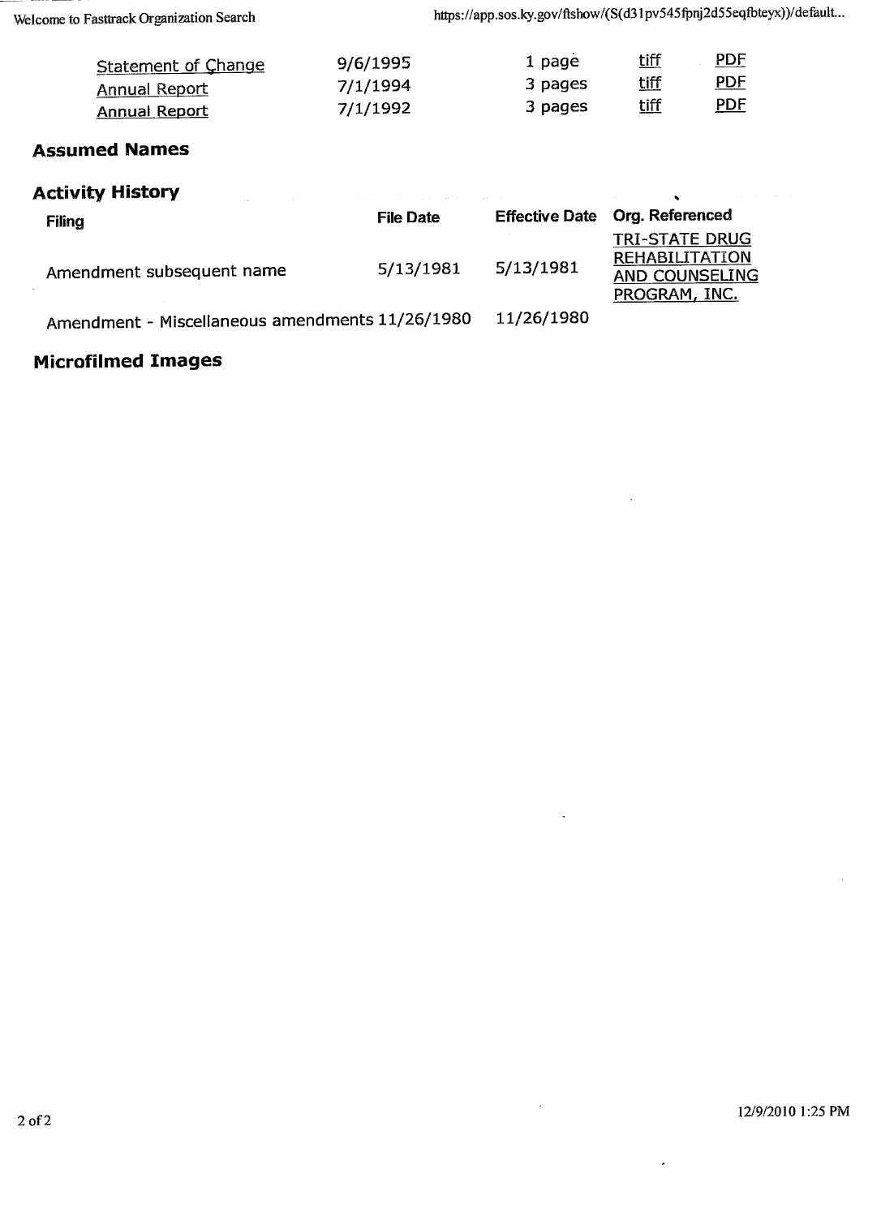| | | | | |
|---|---|---|---|---|
| Statement of Change | 9/6/1995 | 1 page | tiff | PDF |
| Annual Report | 7/1/1994 | 3 pages | tiff | PDF |
| Annual Report | 7/1/1992 | 3 pages | tiff | PDF |

## Assumed Names

## Activity History

| Filing | File Date | Effective Date | Org. Referenced |
|---|---|---|---|
| Amendment subsequent name | 5/13/1981 | 5/13/1981 | TRI-STATE DRUG REHABILITATION AND COUNSELING PROGRAM, INC. |
| Amendment - Miscellaneous amendments | 11/26/1980 | 11/26/1980 | |

## Microfilmed Images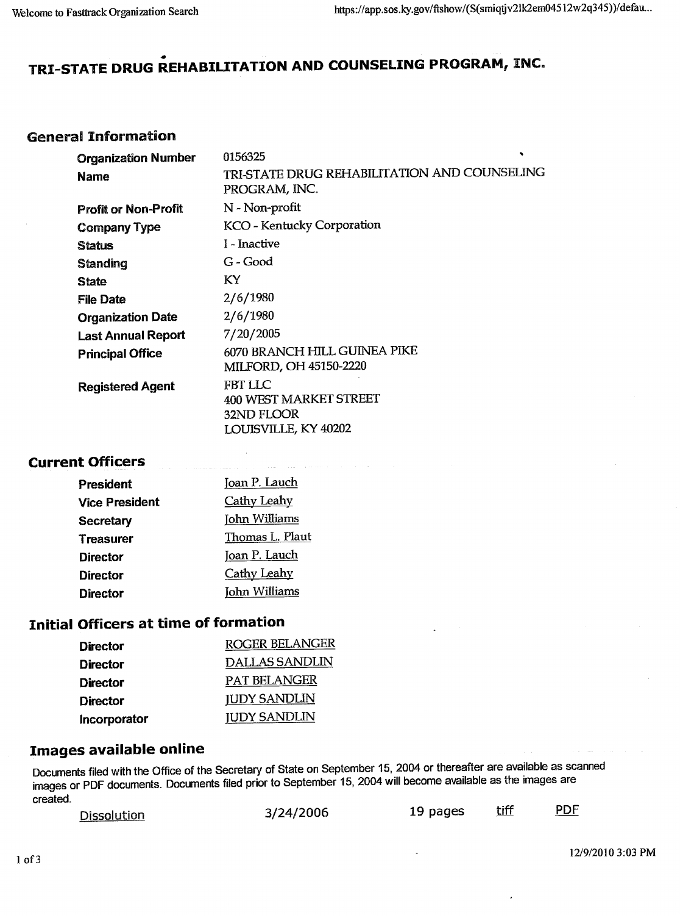# TRI-STATE DRUG REHABILITATION AND COUNSELING PROGRAM, INC.

## General Information

| | |
|---|---|
| **Organization Number** | 0156325 |
| **Name** | TRI-STATE DRUG REHABILITATION AND COUNSELING PROGRAM, INC. |
| **Profit or Non-Profit** | N - Non-profit |
| **Company Type** | KCO - Kentucky Corporation |
| **Status** | I - Inactive |
| **Standing** | G - Good |
| **State** | KY |
| **File Date** | 2/6/1980 |
| **Organization Date** | 2/6/1980 |
| **Last Annual Report** | 7/20/2005 |
| **Principal Office** | 6070 BRANCH HILL GUINEA PIKE<br>MILFORD, OH 45150-2220 |
| **Registered Agent** | FBT LLC<br>400 WEST MARKET STREET<br>32ND FLOOR<br>LOUISVILLE, KY 40202 |

## Current Officers

| | |
|---|---|
| **President** | Joan P. Lauch |
| **Vice President** | Cathy Leahy |
| **Secretary** | John Williams |
| **Treasurer** | Thomas L. Plaut |
| **Director** | Joan P. Lauch |
| **Director** | Cathy Leahy |
| **Director** | John Williams |

## Initial Officers at time of formation

| | |
|---|---|
| **Director** | ROGER BELANGER |
| **Director** | DALLAS SANDLIN |
| **Director** | PAT BELANGER |
| **Director** | JUDY SANDLIN |
| **Incorporator** | JUDY SANDLIN |

## Images available online

Documents filed with the Office of the Secretary of State on September 15, 2004 or thereafter are available as scanned images or PDF documents. Documents filed prior to September 15, 2004 will become available as the images are created.

| | | | | |
|---|---|---|---|---|
| Dissolution | 3/24/2006 | 19 pages | tiff | PDF |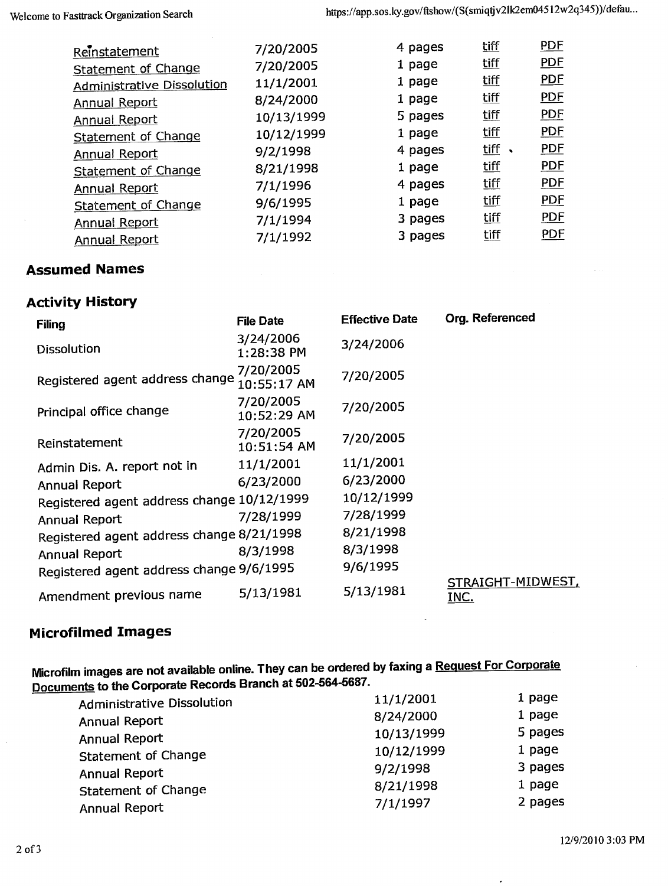| | | | | |
|---|---|---|---|---|
| Reinstatement | 7/20/2005 | 4 pages | tiff | PDF |
| Statement of Change | 7/20/2005 | 1 page | tiff | PDF |
| Administrative Dissolution | 11/1/2001 | 1 page | tiff | PDF |
| Annual Report | 8/24/2000 | 1 page | tiff | PDF |
| Annual Report | 10/13/1999 | 5 pages | tiff | PDF |
| Statement of Change | 10/12/1999 | 1 page | tiff | PDF |
| Annual Report | 9/2/1998 | 4 pages | tiff | PDF |
| Statement of Change | 8/21/1998 | 1 page | tiff | PDF |
| Annual Report | 7/1/1996 | 4 pages | tiff | PDF |
| Statement of Change | 9/6/1995 | 1 page | tiff | PDF |
| Annual Report | 7/1/1994 | 3 pages | tiff | PDF |
| Annual Report | 7/1/1992 | 3 pages | tiff | PDF |

## Assumed Names

## Activity History

| Filing | File Date | Effective Date | Org. Referenced |
|---|---|---|---|
| Dissolution | 3/24/2006 1:28:38 PM | 3/24/2006 | |
| Registered agent address change | 7/20/2005 10:55:17 AM | 7/20/2005 | |
| Principal office change | 7/20/2005 10:52:29 AM | 7/20/2005 | |
| Reinstatement | 7/20/2005 10:51:54 AM | 7/20/2005 | |
| Admin Dis. A. report not in | 11/1/2001 | 11/1/2001 | |
| Annual Report | 6/23/2000 | 6/23/2000 | |
| Registered agent address change | 10/12/1999 | 10/12/1999 | |
| Annual Report | 7/28/1999 | 7/28/1999 | |
| Registered agent address change | 8/21/1998 | 8/21/1998 | |
| Annual Report | 8/3/1998 | 8/3/1998 | |
| Registered agent address change | 9/6/1995 | 9/6/1995 | |
| Amendment previous name | 5/13/1981 | 5/13/1981 | STRAIGHT-MIDWEST, INC. |

## Microfilmed Images

**Microfilm images are not available online. They can be ordered by faxing a Request For Corporate Documents to the Corporate Records Branch at 502-564-5687.**

| | | |
|---|---|---|
| Administrative Dissolution | 11/1/2001 | 1 page |
| Annual Report | 8/24/2000 | 1 page |
| Annual Report | 10/13/1999 | 5 pages |
| Statement of Change | 10/12/1999 | 1 page |
| Annual Report | 9/2/1998 | 3 pages |
| Statement of Change | 8/21/1998 | 1 page |
| Annual Report | 7/1/1997 | 2 pages |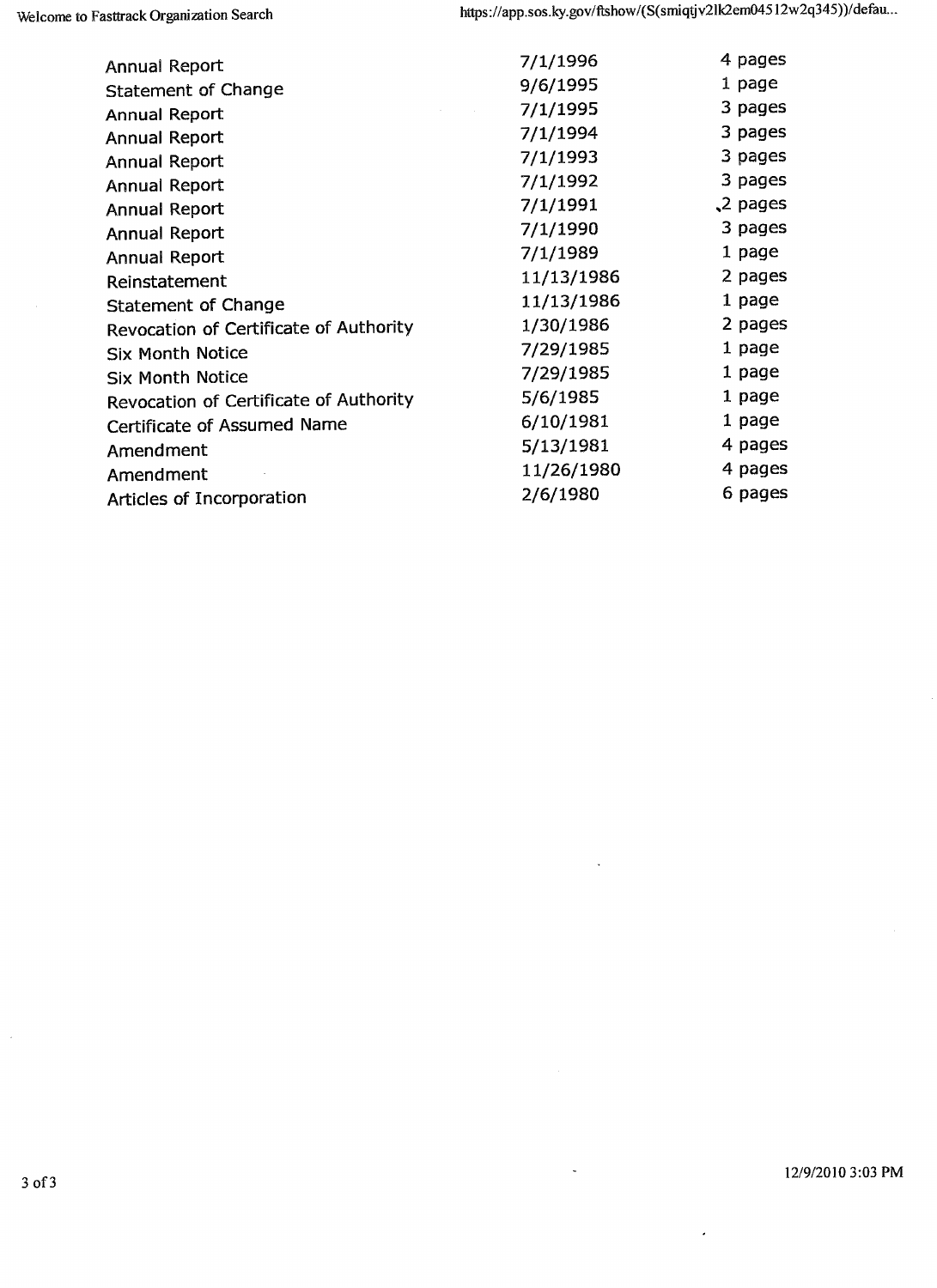| | | |
|---|---|---|
| Annual Report | 7/1/1996 | 4 pages |
| Statement of Change | 9/6/1995 | 1 page |
| Annual Report | 7/1/1995 | 3 pages |
| Annual Report | 7/1/1994 | 3 pages |
| Annual Report | 7/1/1993 | 3 pages |
| Annual Report | 7/1/1992 | 3 pages |
| Annual Report | 7/1/1991 | 2 pages |
| Annual Report | 7/1/1990 | 3 pages |
| Annual Report | 7/1/1989 | 1 page |
| Reinstatement | 11/13/1986 | 2 pages |
| Statement of Change | 11/13/1986 | 1 page |
| Revocation of Certificate of Authority | 1/30/1986 | 2 pages |
| Six Month Notice | 7/29/1985 | 1 page |
| Six Month Notice | 7/29/1985 | 1 page |
| Revocation of Certificate of Authority | 5/6/1985 | 1 page |
| Certificate of Assumed Name | 6/10/1981 | 1 page |
| Amendment | 5/13/1981 | 4 pages |
| Amendment | 11/26/1980 | 4 pages |
| Articles of Incorporation | 2/6/1980 | 6 pages |